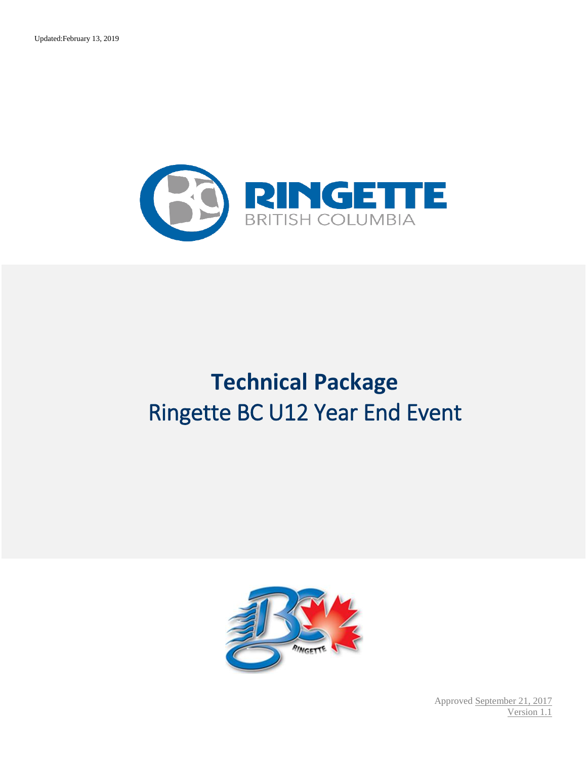Updated:February 13, 2019

RINGETTE
BRITISH COLUMBIA

# Technical Package
## Ringette BC U12 Year End Event

Approved September 21, 2017
Version 1.1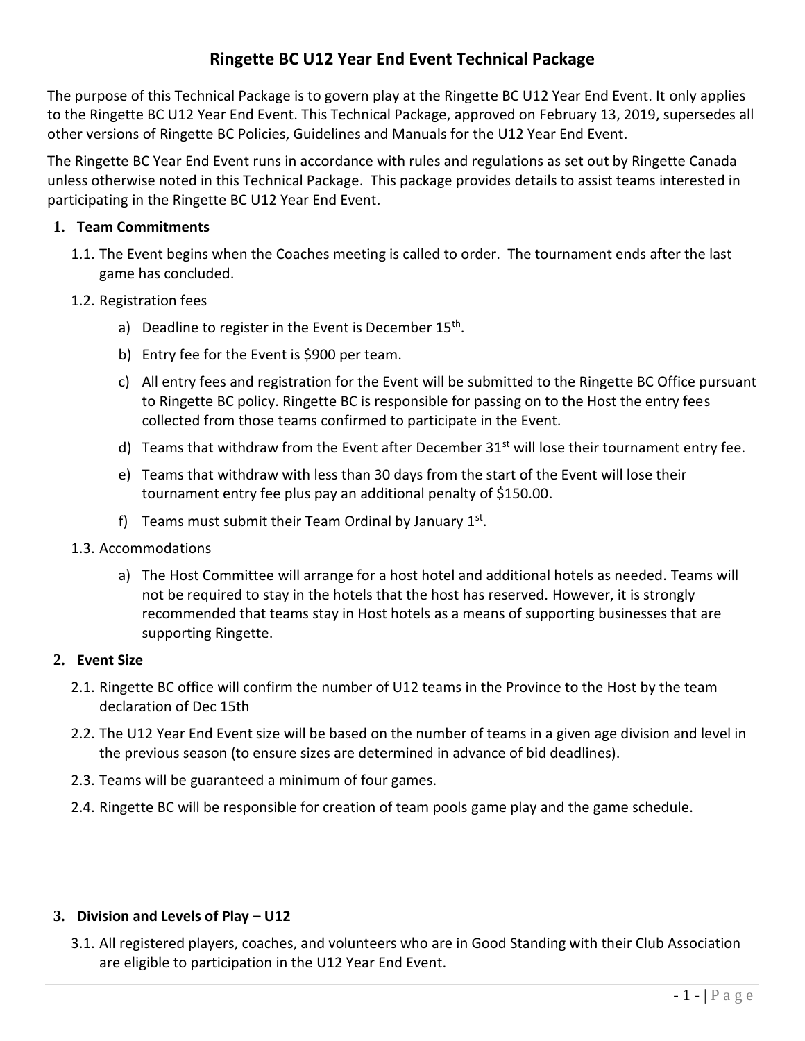# Ringette BC U12 Year End Event Technical Package

The purpose of this Technical Package is to govern play at the Ringette BC U12 Year End Event. It only applies to the Ringette BC U12 Year End Event. This Technical Package, approved on February 13, 2019, supersedes all other versions of Ringette BC Policies, Guidelines and Manuals for the U12 Year End Event.

The Ringette BC Year End Event runs in accordance with rules and regulations as set out by Ringette Canada unless otherwise noted in this Technical Package. This package provides details to assist teams interested in participating in the Ringette BC U12 Year End Event.

## 1. Team Commitments

1.1. The Event begins when the Coaches meeting is called to order. The tournament ends after the last game has concluded.

1.2. Registration fees

- a) Deadline to register in the Event is December 15th.
- b) Entry fee for the Event is $900 per team.
- c) All entry fees and registration for the Event will be submitted to the Ringette BC Office pursuant to Ringette BC policy. Ringette BC is responsible for passing on to the Host the entry fees collected from those teams confirmed to participate in the Event.
- d) Teams that withdraw from the Event after December 31st will lose their tournament entry fee.
- e) Teams that withdraw with less than 30 days from the start of the Event will lose their tournament entry fee plus pay an additional penalty of $150.00.
- f) Teams must submit their Team Ordinal by January 1st.

1.3. Accommodations

- a) The Host Committee will arrange for a host hotel and additional hotels as needed. Teams will not be required to stay in the hotels that the host has reserved. However, it is strongly recommended that teams stay in Host hotels as a means of supporting businesses that are supporting Ringette.

## 2. Event Size

2.1. Ringette BC office will confirm the number of U12 teams in the Province to the Host by the team declaration of Dec 15th

2.2. The U12 Year End Event size will be based on the number of teams in a given age division and level in the previous season (to ensure sizes are determined in advance of bid deadlines).

2.3. Teams will be guaranteed a minimum of four games.

2.4. Ringette BC will be responsible for creation of team pools game play and the game schedule.

## 3. Division and Levels of Play – U12

3.1. All registered players, coaches, and volunteers who are in Good Standing with their Club Association are eligible to participation in the U12 Year End Event.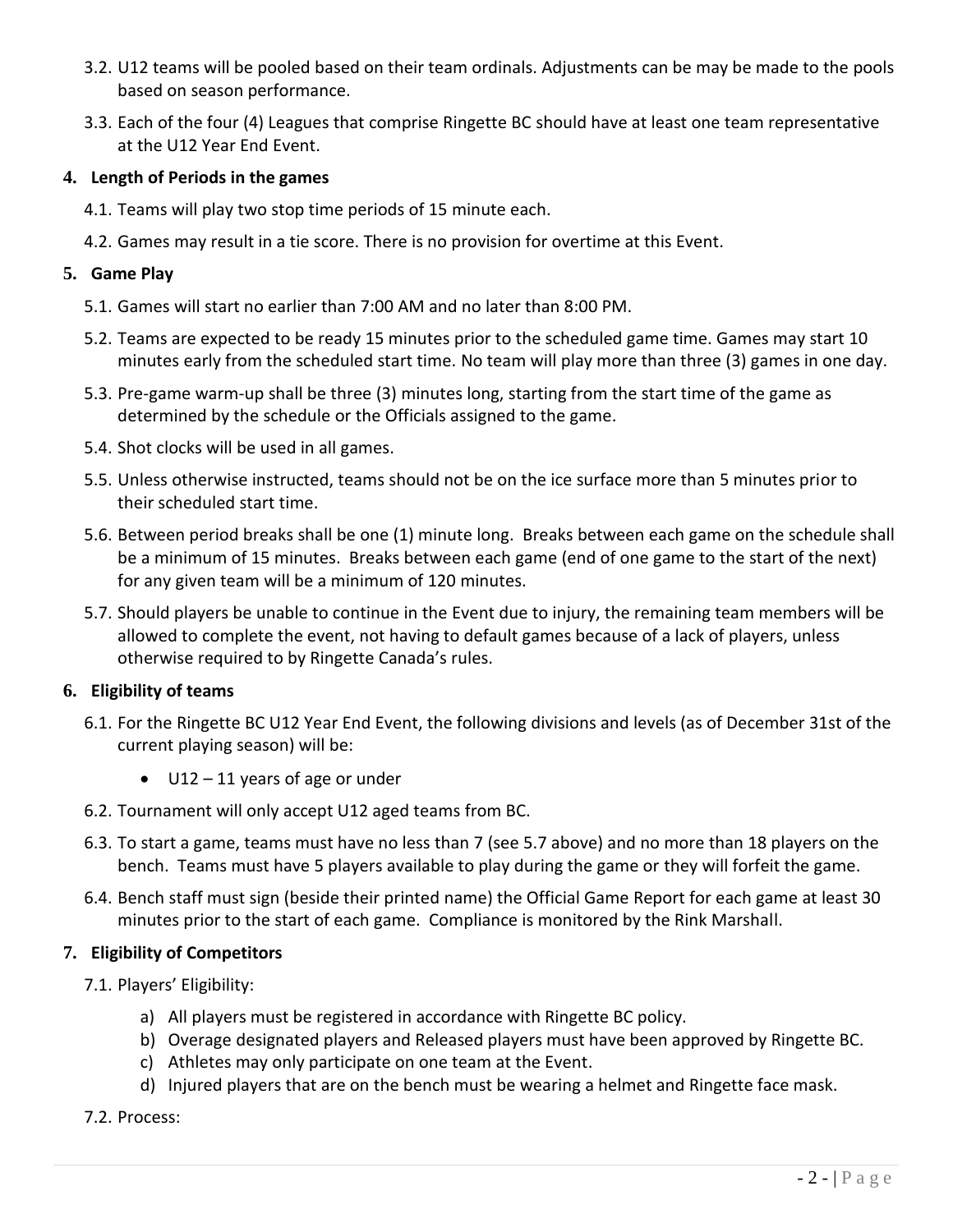3.2. U12 teams will be pooled based on their team ordinals. Adjustments can be may be made to the pools based on season performance.

3.3. Each of the four (4) Leagues that comprise Ringette BC should have at least one team representative at the U12 Year End Event.

## 4. Length of Periods in the games

4.1. Teams will play two stop time periods of 15 minute each.

4.2. Games may result in a tie score. There is no provision for overtime at this Event.

## 5. Game Play

5.1. Games will start no earlier than 7:00 AM and no later than 8:00 PM.

5.2. Teams are expected to be ready 15 minutes prior to the scheduled game time. Games may start 10 minutes early from the scheduled start time. No team will play more than three (3) games in one day.

5.3. Pre-game warm-up shall be three (3) minutes long, starting from the start time of the game as determined by the schedule or the Officials assigned to the game.

5.4. Shot clocks will be used in all games.

5.5. Unless otherwise instructed, teams should not be on the ice surface more than 5 minutes prior to their scheduled start time.

5.6. Between period breaks shall be one (1) minute long. Breaks between each game on the schedule shall be a minimum of 15 minutes. Breaks between each game (end of one game to the start of the next) for any given team will be a minimum of 120 minutes.

5.7. Should players be unable to continue in the Event due to injury, the remaining team members will be allowed to complete the event, not having to default games because of a lack of players, unless otherwise required to by Ringette Canada's rules.

## 6. Eligibility of teams

6.1. For the Ringette BC U12 Year End Event, the following divisions and levels (as of December 31st of the current playing season) will be:

- U12 – 11 years of age or under

6.2. Tournament will only accept U12 aged teams from BC.

6.3. To start a game, teams must have no less than 7 (see 5.7 above) and no more than 18 players on the bench. Teams must have 5 players available to play during the game or they will forfeit the game.

6.4. Bench staff must sign (beside their printed name) the Official Game Report for each game at least 30 minutes prior to the start of each game. Compliance is monitored by the Rink Marshall.

## 7. Eligibility of Competitors

7.1. Players' Eligibility:

a) All players must be registered in accordance with Ringette BC policy.
b) Overage designated players and Released players must have been approved by Ringette BC.
c) Athletes may only participate on one team at the Event.
d) Injured players that are on the bench must be wearing a helmet and Ringette face mask.

7.2. Process: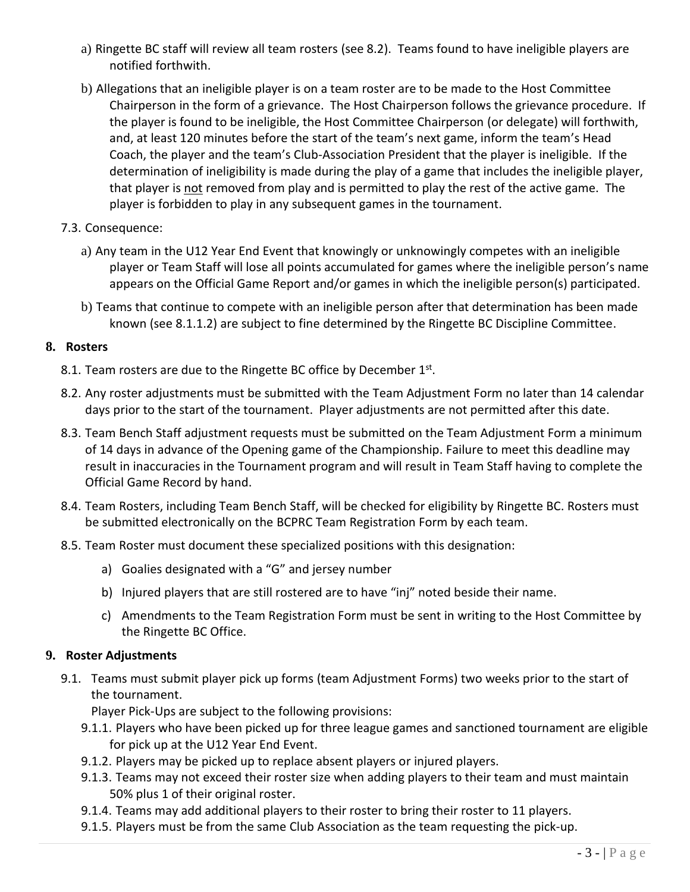a) Ringette BC staff will review all team rosters (see 8.2). Teams found to have ineligible players are notified forthwith.

b) Allegations that an ineligible player is on a team roster are to be made to the Host Committee Chairperson in the form of a grievance. The Host Chairperson follows the grievance procedure. If the player is found to be ineligible, the Host Committee Chairperson (or delegate) will forthwith, and, at least 120 minutes before the start of the team's next game, inform the team's Head Coach, the player and the team's Club-Association President that the player is ineligible. If the determination of ineligibility is made during the play of a game that includes the ineligible player, that player is <u>not</u> removed from play and is permitted to play the rest of the active game. The player is forbidden to play in any subsequent games in the tournament.

7.3. Consequence:

a) Any team in the U12 Year End Event that knowingly or unknowingly competes with an ineligible player or Team Staff will lose all points accumulated for games where the ineligible person's name appears on the Official Game Report and/or games in which the ineligible person(s) participated.

b) Teams that continue to compete with an ineligible person after that determination has been made known (see 8.1.1.2) are subject to fine determined by the Ringette BC Discipline Committee.

## 8. Rosters

8.1. Team rosters are due to the Ringette BC office by December 1st.

8.2. Any roster adjustments must be submitted with the Team Adjustment Form no later than 14 calendar days prior to the start of the tournament. Player adjustments are not permitted after this date.

8.3. Team Bench Staff adjustment requests must be submitted on the Team Adjustment Form a minimum of 14 days in advance of the Opening game of the Championship. Failure to meet this deadline may result in inaccuracies in the Tournament program and will result in Team Staff having to complete the Official Game Record by hand.

8.4. Team Rosters, including Team Bench Staff, will be checked for eligibility by Ringette BC. Rosters must be submitted electronically on the BCPRC Team Registration Form by each team.

8.5. Team Roster must document these specialized positions with this designation:

a) Goalies designated with a "G" and jersey number

b) Injured players that are still rostered are to have "inj" noted beside their name.

c) Amendments to the Team Registration Form must be sent in writing to the Host Committee by the Ringette BC Office.

## 9. Roster Adjustments

9.1. Teams must submit player pick up forms (team Adjustment Forms) two weeks prior to the start of the tournament.
Player Pick-Ups are subject to the following provisions:

9.1.1. Players who have been picked up for three league games and sanctioned tournament are eligible for pick up at the U12 Year End Event.

9.1.2. Players may be picked up to replace absent players or injured players.

9.1.3. Teams may not exceed their roster size when adding players to their team and must maintain 50% plus 1 of their original roster.

9.1.4. Teams may add additional players to their roster to bring their roster to 11 players.

9.1.5. Players must be from the same Club Association as the team requesting the pick-up.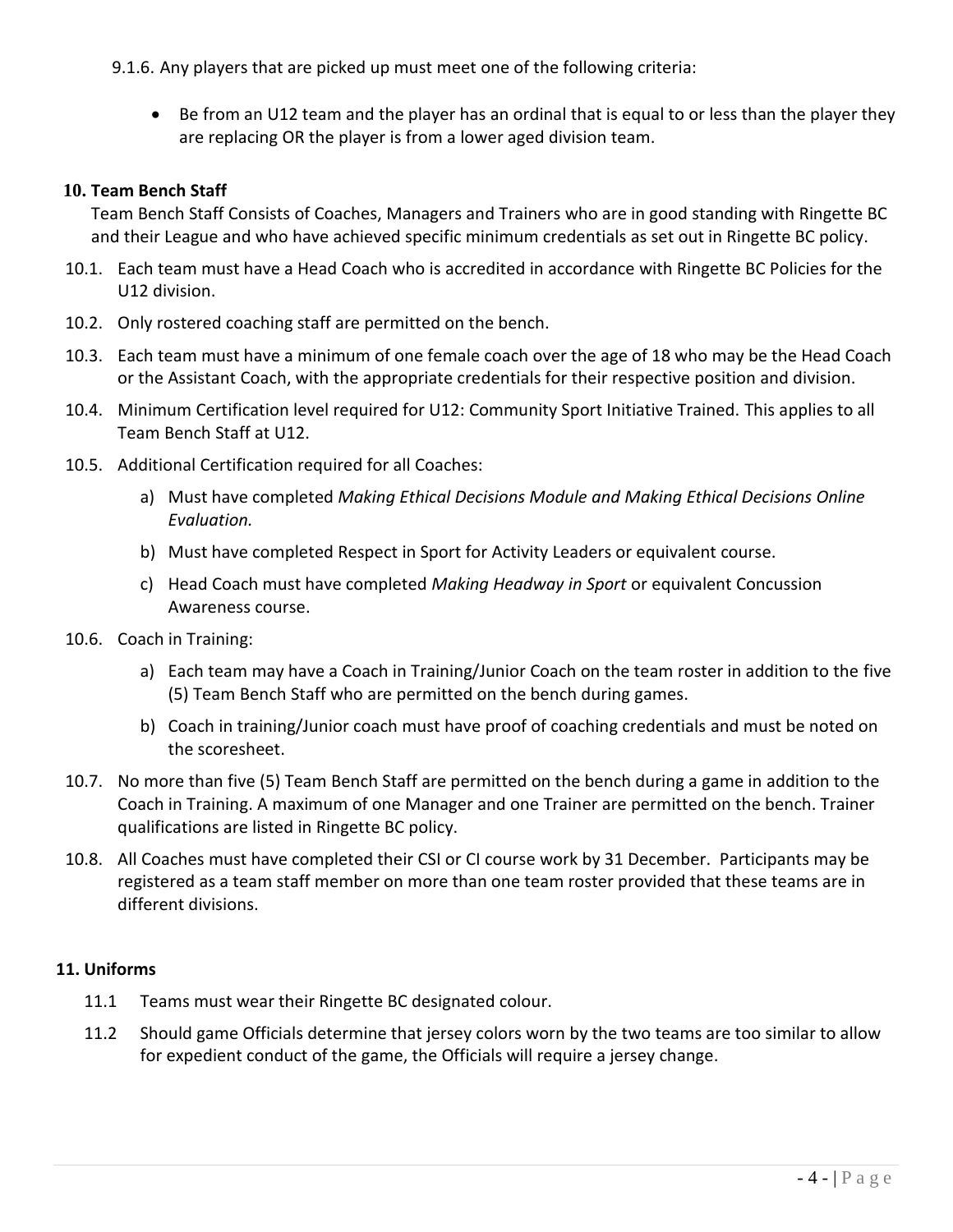9.1.6. Any players that are picked up must meet one of the following criteria:

- Be from an U12 team and the player has an ordinal that is equal to or less than the player they are replacing OR the player is from a lower aged division team.

**10. Team Bench Staff**

Team Bench Staff Consists of Coaches, Managers and Trainers who are in good standing with Ringette BC and their League and who have achieved specific minimum credentials as set out in Ringette BC policy.

10.1. Each team must have a Head Coach who is accredited in accordance with Ringette BC Policies for the U12 division.

10.2. Only rostered coaching staff are permitted on the bench.

10.3. Each team must have a minimum of one female coach over the age of 18 who may be the Head Coach or the Assistant Coach, with the appropriate credentials for their respective position and division.

10.4. Minimum Certification level required for U12: Community Sport Initiative Trained. This applies to all Team Bench Staff at U12.

10.5. Additional Certification required for all Coaches:

a) Must have completed *Making Ethical Decisions Module and Making Ethical Decisions Online Evaluation.*

b) Must have completed Respect in Sport for Activity Leaders or equivalent course.

c) Head Coach must have completed *Making Headway in Sport* or equivalent Concussion Awareness course.

10.6. Coach in Training:

a) Each team may have a Coach in Training/Junior Coach on the team roster in addition to the five (5) Team Bench Staff who are permitted on the bench during games.

b) Coach in training/Junior coach must have proof of coaching credentials and must be noted on the scoresheet.

10.7. No more than five (5) Team Bench Staff are permitted on the bench during a game in addition to the Coach in Training. A maximum of one Manager and one Trainer are permitted on the bench. Trainer qualifications are listed in Ringette BC policy.

10.8. All Coaches must have completed their CSI or CI course work by 31 December. Participants may be registered as a team staff member on more than one team roster provided that these teams are in different divisions.

**11. Uniforms**

11.1 Teams must wear their Ringette BC designated colour.

11.2 Should game Officials determine that jersey colors worn by the two teams are too similar to allow for expedient conduct of the game, the Officials will require a jersey change.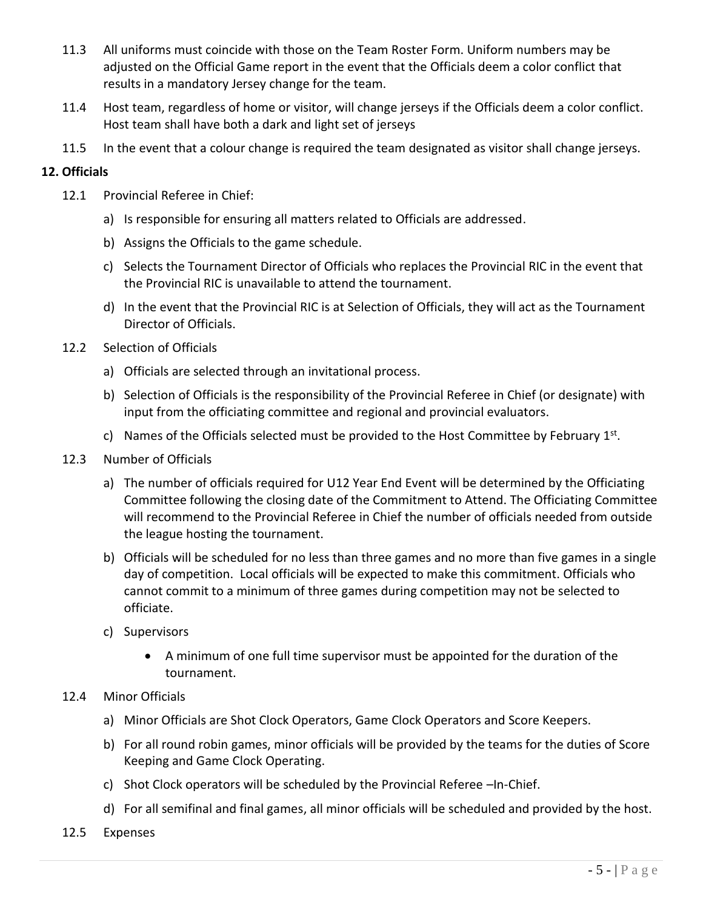11.3 All uniforms must coincide with those on the Team Roster Form. Uniform numbers may be adjusted on the Official Game report in the event that the Officials deem a color conflict that results in a mandatory Jersey change for the team.

11.4 Host team, regardless of home or visitor, will change jerseys if the Officials deem a color conflict. Host team shall have both a dark and light set of jerseys

11.5 In the event that a colour change is required the team designated as visitor shall change jerseys.

## 12. Officials

12.1 Provincial Referee in Chief:

a) Is responsible for ensuring all matters related to Officials are addressed.

b) Assigns the Officials to the game schedule.

c) Selects the Tournament Director of Officials who replaces the Provincial RIC in the event that the Provincial RIC is unavailable to attend the tournament.

d) In the event that the Provincial RIC is at Selection of Officials, they will act as the Tournament Director of Officials.

12.2 Selection of Officials

a) Officials are selected through an invitational process.

b) Selection of Officials is the responsibility of the Provincial Referee in Chief (or designate) with input from the officiating committee and regional and provincial evaluators.

c) Names of the Officials selected must be provided to the Host Committee by February 1st.

12.3 Number of Officials

a) The number of officials required for U12 Year End Event will be determined by the Officiating Committee following the closing date of the Commitment to Attend. The Officiating Committee will recommend to the Provincial Referee in Chief the number of officials needed from outside the league hosting the tournament.

b) Officials will be scheduled for no less than three games and no more than five games in a single day of competition. Local officials will be expected to make this commitment. Officials who cannot commit to a minimum of three games during competition may not be selected to officiate.

c) Supervisors

- A minimum of one full time supervisor must be appointed for the duration of the tournament.

12.4 Minor Officials

a) Minor Officials are Shot Clock Operators, Game Clock Operators and Score Keepers.

b) For all round robin games, minor officials will be provided by the teams for the duties of Score Keeping and Game Clock Operating.

c) Shot Clock operators will be scheduled by the Provincial Referee –In-Chief.

d) For all semifinal and final games, all minor officials will be scheduled and provided by the host.

12.5 Expenses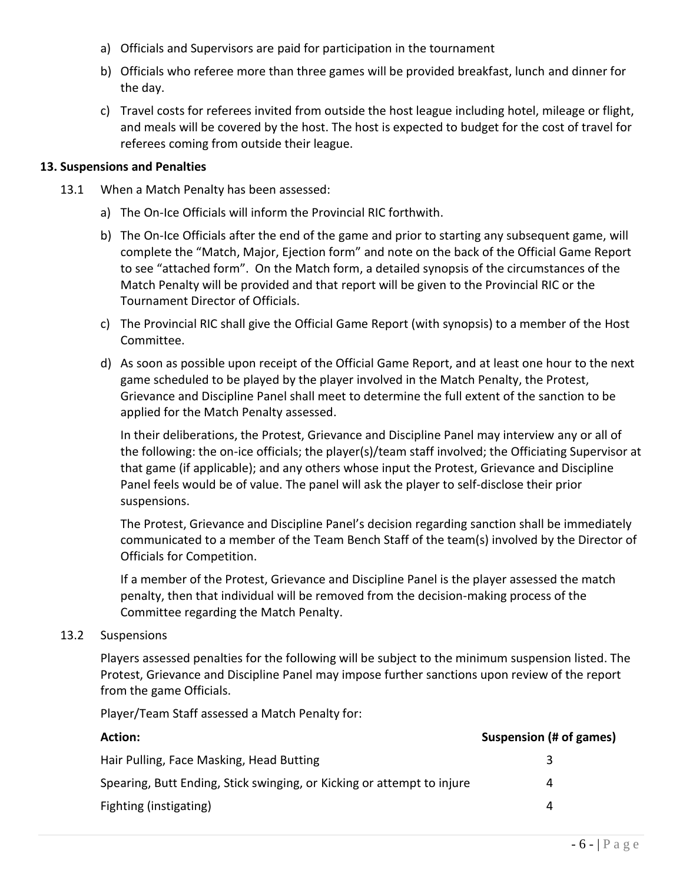a) Officials and Supervisors are paid for participation in the tournament

b) Officials who referee more than three games will be provided breakfast, lunch and dinner for the day.

c) Travel costs for referees invited from outside the host league including hotel, mileage or flight, and meals will be covered by the host. The host is expected to budget for the cost of travel for referees coming from outside their league.

**13. Suspensions and Penalties**

13.1 When a Match Penalty has been assessed:

a) The On-Ice Officials will inform the Provincial RIC forthwith.

b) The On-Ice Officials after the end of the game and prior to starting any subsequent game, will complete the "Match, Major, Ejection form" and note on the back of the Official Game Report to see "attached form". On the Match form, a detailed synopsis of the circumstances of the Match Penalty will be provided and that report will be given to the Provincial RIC or the Tournament Director of Officials.

c) The Provincial RIC shall give the Official Game Report (with synopsis) to a member of the Host Committee.

d) As soon as possible upon receipt of the Official Game Report, and at least one hour to the next game scheduled to be played by the player involved in the Match Penalty, the Protest, Grievance and Discipline Panel shall meet to determine the full extent of the sanction to be applied for the Match Penalty assessed.

In their deliberations, the Protest, Grievance and Discipline Panel may interview any or all of the following: the on-ice officials; the player(s)/team staff involved; the Officiating Supervisor at that game (if applicable); and any others whose input the Protest, Grievance and Discipline Panel feels would be of value. The panel will ask the player to self-disclose their prior suspensions.

The Protest, Grievance and Discipline Panel's decision regarding sanction shall be immediately communicated to a member of the Team Bench Staff of the team(s) involved by the Director of Officials for Competition.

If a member of the Protest, Grievance and Discipline Panel is the player assessed the match penalty, then that individual will be removed from the decision-making process of the Committee regarding the Match Penalty.

13.2 Suspensions

Players assessed penalties for the following will be subject to the minimum suspension listed. The Protest, Grievance and Discipline Panel may impose further sanctions upon review of the report from the game Officials.

Player/Team Staff assessed a Match Penalty for:

| **Action:** | **Suspension (# of games)** |
|---|---|
| Hair Pulling, Face Masking, Head Butting | 3 |
| Spearing, Butt Ending, Stick swinging, or Kicking or attempt to injure | 4 |
| Fighting (instigating) | 4 |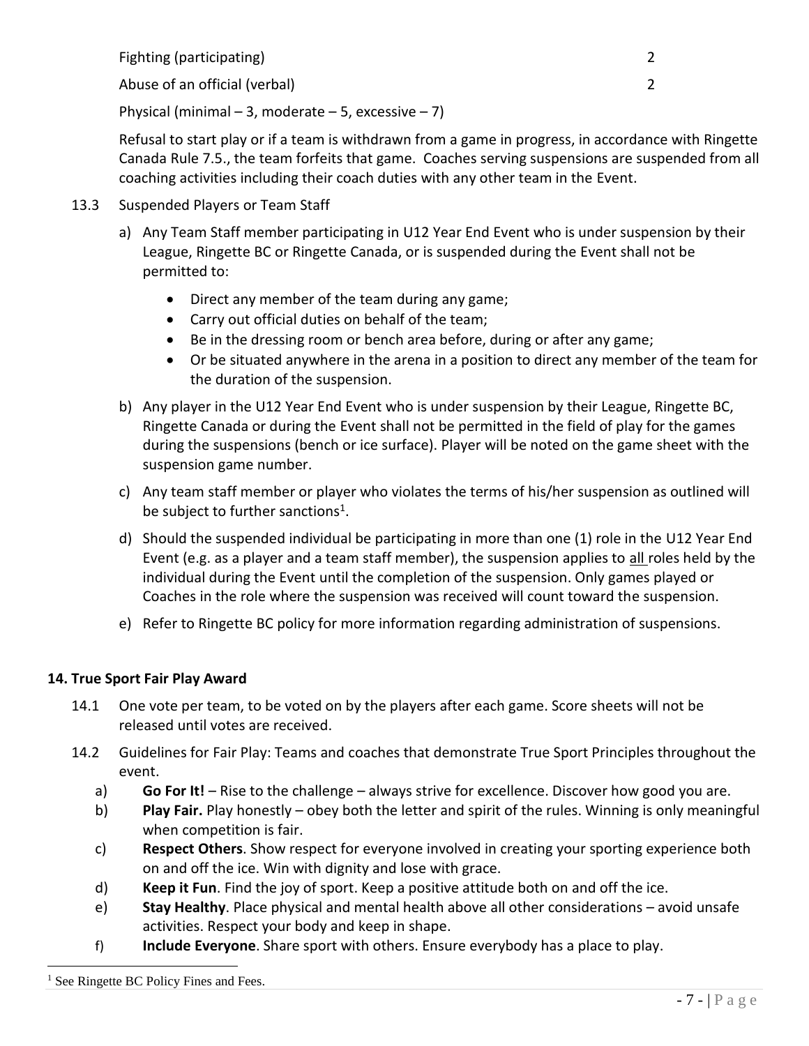| | |
|---|---|
| Fighting (participating) | 2 |
| Abuse of an official (verbal) | 2 |

Physical (minimal – 3, moderate – 5, excessive – 7)

Refusal to start play or if a team is withdrawn from a game in progress, in accordance with Ringette Canada Rule 7.5., the team forfeits that game. Coaches serving suspensions are suspended from all coaching activities including their coach duties with any other team in the Event.

13.3 Suspended Players or Team Staff

a) Any Team Staff member participating in U12 Year End Event who is under suspension by their League, Ringette BC or Ringette Canada, or is suspended during the Event shall not be permitted to:

- Direct any member of the team during any game;
- Carry out official duties on behalf of the team;
- Be in the dressing room or bench area before, during or after any game;
- Or be situated anywhere in the arena in a position to direct any member of the team for the duration of the suspension.

b) Any player in the U12 Year End Event who is under suspension by their League, Ringette BC, Ringette Canada or during the Event shall not be permitted in the field of play for the games during the suspensions (bench or ice surface). Player will be noted on the game sheet with the suspension game number.

c) Any team staff member or player who violates the terms of his/her suspension as outlined will be subject to further sanctions[1].

d) Should the suspended individual be participating in more than one (1) role in the U12 Year End Event (e.g. as a player and a team staff member), the suspension applies to all roles held by the individual during the Event until the completion of the suspension. Only games played or Coaches in the role where the suspension was received will count toward the suspension.

e) Refer to Ringette BC policy for more information regarding administration of suspensions.

## 14. True Sport Fair Play Award

14.1 One vote per team, to be voted on by the players after each game. Score sheets will not be released until votes are received.

14.2 Guidelines for Fair Play: Teams and coaches that demonstrate True Sport Principles throughout the event.

a) **Go For It!** – Rise to the challenge – always strive for excellence. Discover how good you are.

b) **Play Fair.** Play honestly – obey both the letter and spirit of the rules. Winning is only meaningful when competition is fair.

c) **Respect Others**. Show respect for everyone involved in creating your sporting experience both on and off the ice. Win with dignity and lose with grace.

d) **Keep it Fun**. Find the joy of sport. Keep a positive attitude both on and off the ice.

e) **Stay Healthy**. Place physical and mental health above all other considerations – avoid unsafe activities. Respect your body and keep in shape.

f) **Include Everyone**. Share sport with others. Ensure everybody has a place to play.

[1] See Ringette BC Policy Fines and Fees.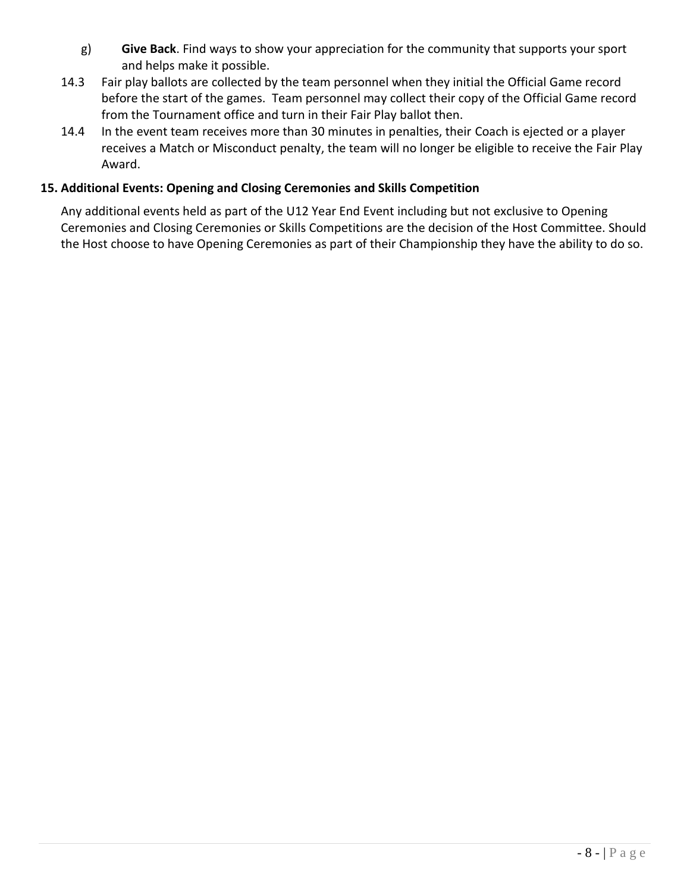g) **Give Back**. Find ways to show your appreciation for the community that supports your sport and helps make it possible.

14.3 Fair play ballots are collected by the team personnel when they initial the Official Game record before the start of the games. Team personnel may collect their copy of the Official Game record from the Tournament office and turn in their Fair Play ballot then.

14.4 In the event team receives more than 30 minutes in penalties, their Coach is ejected or a player receives a Match or Misconduct penalty, the team will no longer be eligible to receive the Fair Play Award.

**15. Additional Events: Opening and Closing Ceremonies and Skills Competition**

Any additional events held as part of the U12 Year End Event including but not exclusive to Opening Ceremonies and Closing Ceremonies or Skills Competitions are the decision of the Host Committee. Should the Host choose to have Opening Ceremonies as part of their Championship they have the ability to do so.